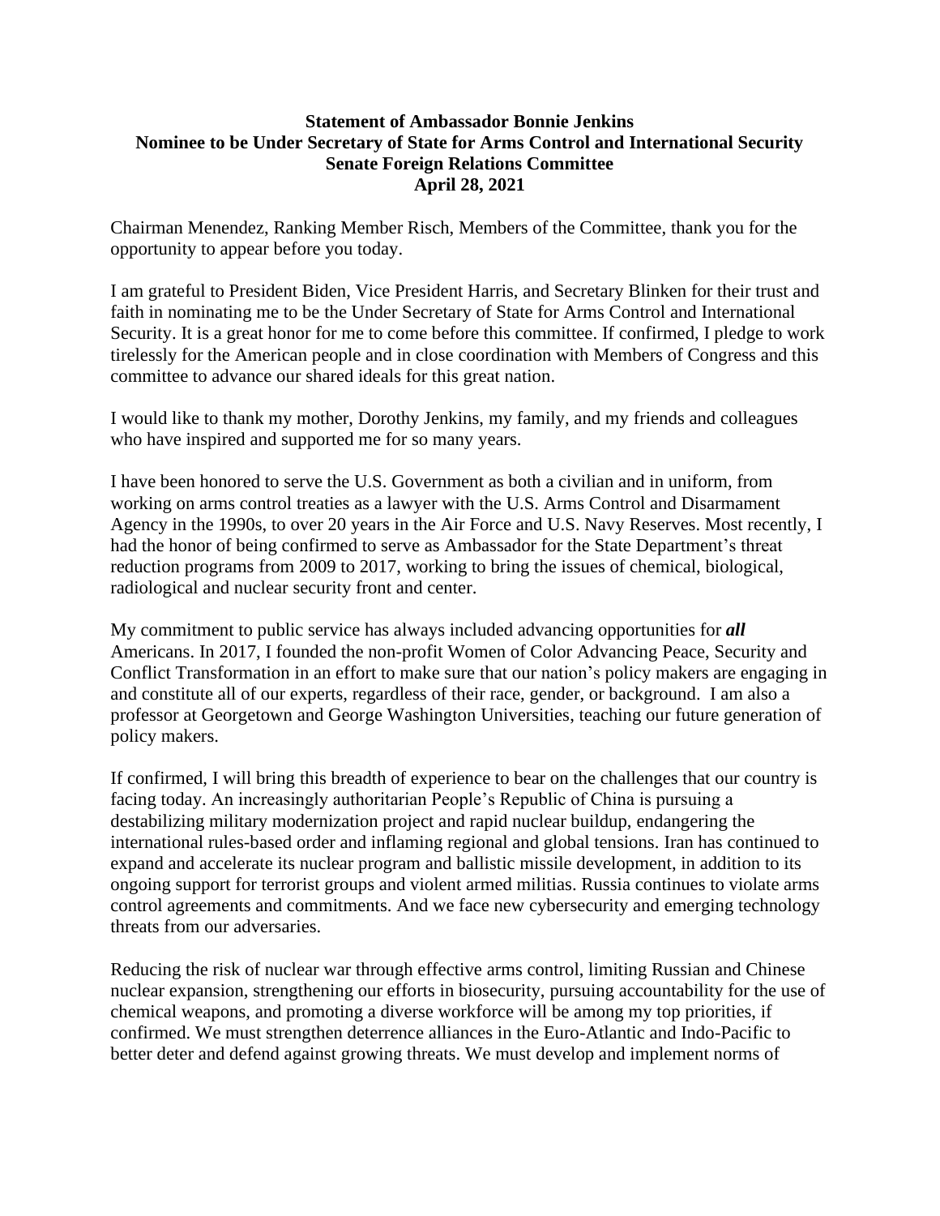**Statement of Ambassador Bonnie Jenkins**
**Nominee to be Under Secretary of State for Arms Control and International Security**
**Senate Foreign Relations Committee**
**April 28, 2021**

Chairman Menendez, Ranking Member Risch, Members of the Committee, thank you for the opportunity to appear before you today.

I am grateful to President Biden, Vice President Harris, and Secretary Blinken for their trust and faith in nominating me to be the Under Secretary of State for Arms Control and International Security. It is a great honor for me to come before this committee. If confirmed, I pledge to work tirelessly for the American people and in close coordination with Members of Congress and this committee to advance our shared ideals for this great nation.

I would like to thank my mother, Dorothy Jenkins, my family, and my friends and colleagues who have inspired and supported me for so many years.

I have been honored to serve the U.S. Government as both a civilian and in uniform, from working on arms control treaties as a lawyer with the U.S. Arms Control and Disarmament Agency in the 1990s, to over 20 years in the Air Force and U.S. Navy Reserves. Most recently, I had the honor of being confirmed to serve as Ambassador for the State Department's threat reduction programs from 2009 to 2017, working to bring the issues of chemical, biological, radiological and nuclear security front and center.

My commitment to public service has always included advancing opportunities for ***all*** Americans. In 2017, I founded the non-profit Women of Color Advancing Peace, Security and Conflict Transformation in an effort to make sure that our nation's policy makers are engaging in and constitute all of our experts, regardless of their race, gender, or background. I am also a professor at Georgetown and George Washington Universities, teaching our future generation of policy makers.

If confirmed, I will bring this breadth of experience to bear on the challenges that our country is facing today. An increasingly authoritarian People's Republic of China is pursuing a destabilizing military modernization project and rapid nuclear buildup, endangering the international rules-based order and inflaming regional and global tensions. Iran has continued to expand and accelerate its nuclear program and ballistic missile development, in addition to its ongoing support for terrorist groups and violent armed militias. Russia continues to violate arms control agreements and commitments. And we face new cybersecurity and emerging technology threats from our adversaries.

Reducing the risk of nuclear war through effective arms control, limiting Russian and Chinese nuclear expansion, strengthening our efforts in biosecurity, pursuing accountability for the use of chemical weapons, and promoting a diverse workforce will be among my top priorities, if confirmed. We must strengthen deterrence alliances in the Euro-Atlantic and Indo-Pacific to better deter and defend against growing threats. We must develop and implement norms of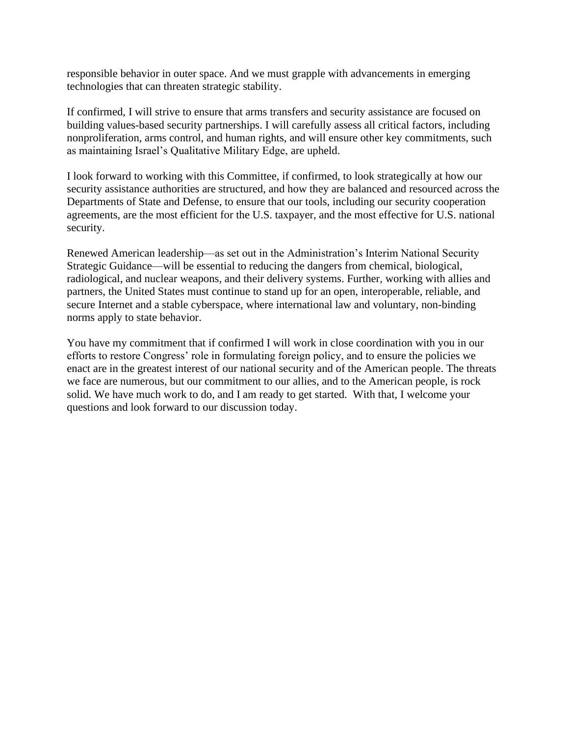responsible behavior in outer space. And we must grapple with advancements in emerging technologies that can threaten strategic stability.

If confirmed, I will strive to ensure that arms transfers and security assistance are focused on building values-based security partnerships. I will carefully assess all critical factors, including nonproliferation, arms control, and human rights, and will ensure other key commitments, such as maintaining Israel's Qualitative Military Edge, are upheld.

I look forward to working with this Committee, if confirmed, to look strategically at how our security assistance authorities are structured, and how they are balanced and resourced across the Departments of State and Defense, to ensure that our tools, including our security cooperation agreements, are the most efficient for the U.S. taxpayer, and the most effective for U.S. national security.

Renewed American leadership—as set out in the Administration's Interim National Security Strategic Guidance—will be essential to reducing the dangers from chemical, biological, radiological, and nuclear weapons, and their delivery systems. Further, working with allies and partners, the United States must continue to stand up for an open, interoperable, reliable, and secure Internet and a stable cyberspace, where international law and voluntary, non-binding norms apply to state behavior.

You have my commitment that if confirmed I will work in close coordination with you in our efforts to restore Congress' role in formulating foreign policy, and to ensure the policies we enact are in the greatest interest of our national security and of the American people. The threats we face are numerous, but our commitment to our allies, and to the American people, is rock solid. We have much work to do, and I am ready to get started. With that, I welcome your questions and look forward to our discussion today.